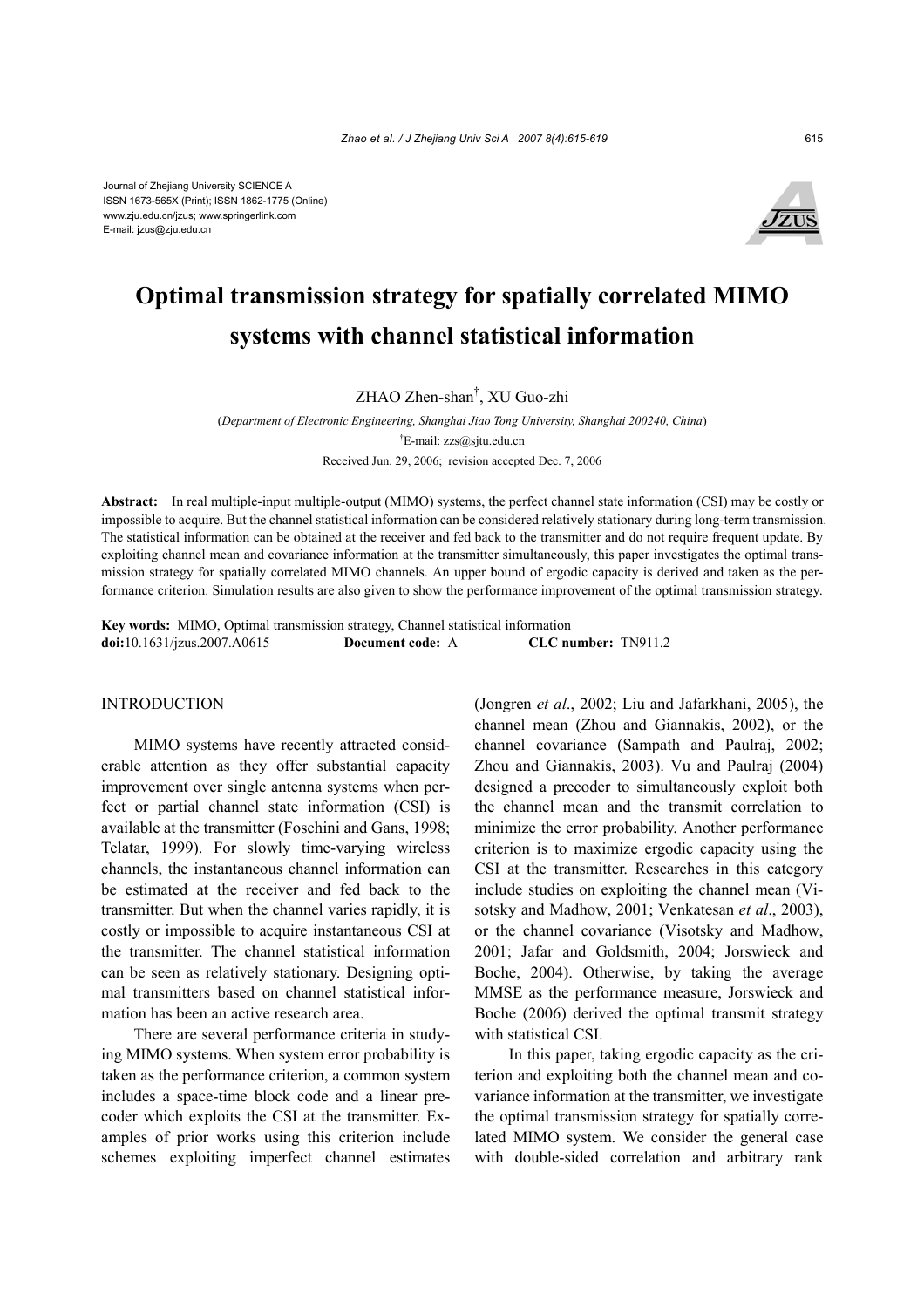Journal of Zhejiang University SCIENCE A
ISSN 1673-565X (Print); ISSN 1862-1775 (Online)
www.zju.edu.cn/jzus; www.springerlink.com
E-mail: jzus@zju.edu.cn

# Optimal transmission strategy for spatially correlated MIMO systems with channel statistical information

ZHAO Zhen-shan[†], XU Guo-zhi

(*Department of Electronic Engineering, Shanghai Jiao Tong University, Shanghai 200240, China*)

[†]E-mail: zzs@sjtu.edu.cn

Received Jun. 29, 2006; revision accepted Dec. 7, 2006

**Abstract:** In real multiple-input multiple-output (MIMO) systems, the perfect channel state information (CSI) may be costly or impossible to acquire. But the channel statistical information can be considered relatively stationary during long-term transmission. The statistical information can be obtained at the receiver and fed back to the transmitter and do not require frequent update. By exploiting channel mean and covariance information at the transmitter simultaneously, this paper investigates the optimal transmission strategy for spatially correlated MIMO channels. An upper bound of ergodic capacity is derived and taken as the performance criterion. Simulation results are also given to show the performance improvement of the optimal transmission strategy.

**Key words:** MIMO, Optimal transmission strategy, Channel statistical information
**doi:**10.1631/jzus.2007.A0615 **Document code:** A **CLC number:** TN911.2

## INTRODUCTION

MIMO systems have recently attracted considerable attention as they offer substantial capacity improvement over single antenna systems when perfect or partial channel state information (CSI) is available at the transmitter (Foschini and Gans, 1998; Telatar, 1999). For slowly time-varying wireless channels, the instantaneous channel information can be estimated at the receiver and fed back to the transmitter. But when the channel varies rapidly, it is costly or impossible to acquire instantaneous CSI at the transmitter. The channel statistical information can be seen as relatively stationary. Designing optimal transmitters based on channel statistical information has been an active research area.

There are several performance criteria in studying MIMO systems. When system error probability is taken as the performance criterion, a common system includes a space-time block code and a linear precoder which exploits the CSI at the transmitter. Examples of prior works using this criterion include schemes exploiting imperfect channel estimates (Jongren *et al*., 2002; Liu and Jafarkhani, 2005), the channel mean (Zhou and Giannakis, 2002), or the channel covariance (Sampath and Paulraj, 2002; Zhou and Giannakis, 2003). Vu and Paulraj (2004) designed a precoder to simultaneously exploit both the channel mean and the transmit correlation to minimize the error probability. Another performance criterion is to maximize ergodic capacity using the CSI at the transmitter. Researches in this category include studies on exploiting the channel mean (Visotsky and Madhow, 2001; Venkatesan *et al*., 2003), or the channel covariance (Visotsky and Madhow, 2001; Jafar and Goldsmith, 2004; Jorswieck and Boche, 2004). Otherwise, by taking the average MMSE as the performance measure, Jorswieck and Boche (2006) derived the optimal transmit strategy with statistical CSI.

In this paper, taking ergodic capacity as the criterion and exploiting both the channel mean and covariance information at the transmitter, we investigate the optimal transmission strategy for spatially correlated MIMO system. We consider the general case with double-sided correlation and arbitrary rank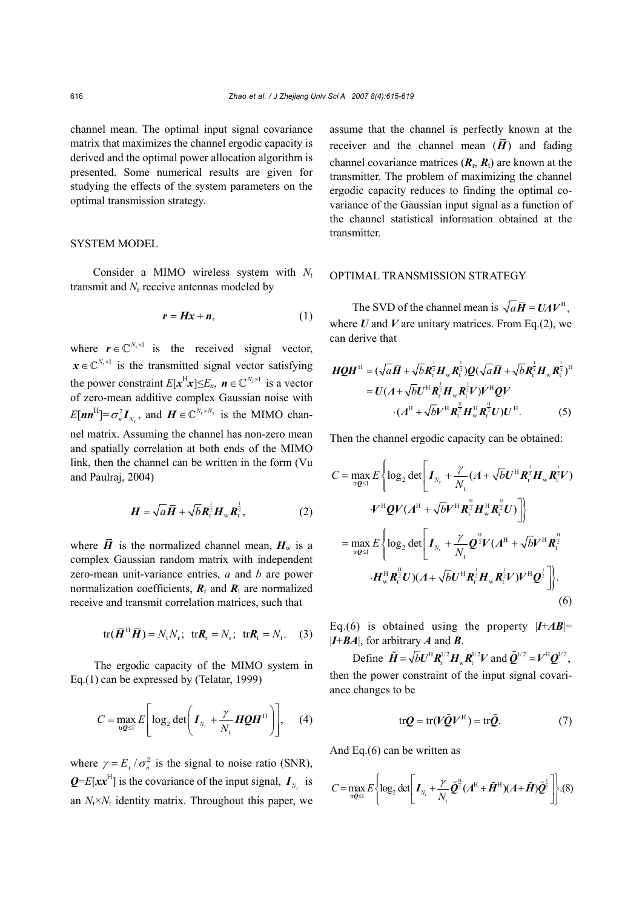channel mean. The optimal input signal covariance matrix that maximizes the channel ergodic capacity is derived and the optimal power allocation algorithm is presented. Some numerical results are given for studying the effects of the system parameters on the optimal transmission strategy.

## SYSTEM MODEL

Consider a MIMO wireless system with $N_\text{t}$ transmit and $N_\text{r}$ receive antennas modeled by

$$\boldsymbol{r}=\boldsymbol{H}\boldsymbol{x}+\boldsymbol{n}, \tag{1}$$

where $\boldsymbol{r}\in\mathbb{C}^{N_\text{r}\times 1}$ is the received signal vector, $\boldsymbol{x}\in\mathbb{C}^{N_\text{t}\times 1}$ is the transmitted signal vector satisfying the power constraint $E[\boldsymbol{x}^\text{H}\boldsymbol{x}]\le E_x$, $\boldsymbol{n}\in\mathbb{C}^{N_\text{r}\times 1}$ is a vector of zero-mean additive complex Gaussian noise with $E[\boldsymbol{n}\boldsymbol{n}^\text{H}]=\sigma_n^2\boldsymbol{I}_{N_\text{r}}$, and $\boldsymbol{H}\in\mathbb{C}^{N_\text{r}\times N_\text{t}}$ is the MIMO channel matrix. Assuming the channel has non-zero mean and spatially correlation at both ends of the MIMO link, then the channel can be written in the form (Vu and Paulraj, 2004)

$$\boldsymbol{H}=\sqrt{a}\bar{\boldsymbol{H}}+\sqrt{b}\boldsymbol{R}_\text{r}^{\frac{1}{2}}\boldsymbol{H}_\text{w}\boldsymbol{R}_\text{t}^{\frac{1}{2}}, \tag{2}$$

where $\bar{\boldsymbol{H}}$ is the normalized channel mean, $\boldsymbol{H}_\text{w}$ is a complex Gaussian random matrix with independent zero-mean unit-variance entries, $a$ and $b$ are power normalization coefficients, $\boldsymbol{R}_\text{r}$ and $\boldsymbol{R}_\text{t}$ are normalized receive and transmit correlation matrices, such that

$$\text{tr}(\bar{\boldsymbol{H}}^\text{H}\bar{\boldsymbol{H}})=N_\text{t}N_\text{r};\ \ \text{tr}\boldsymbol{R}_\text{r}=N_\text{r};\ \ \text{tr}\boldsymbol{R}_\text{t}=N_\text{t}. \tag{3}$$

The ergodic capacity of the MIMO system in Eq.(1) can be expressed by (Telatar, 1999)

$$C=\max_{\text{tr}\boldsymbol{Q}\le 1}E\left[\log_2\det\left(\boldsymbol{I}_{N_r}+\frac{\gamma}{N_\text{t}}\boldsymbol{H}\boldsymbol{Q}\boldsymbol{H}^\text{H}\right)\right], \tag{4}$$

where $\gamma=E_x/\sigma_n^2$ is the signal to noise ratio (SNR), $\boldsymbol{Q}=E[\boldsymbol{x}\boldsymbol{x}^\text{H}]$ is the covariance of the input signal, $\boldsymbol{I}_{N_r}$ is an $N_\text{r}\times N_\text{r}$ identity matrix. Throughout this paper, we assume that the channel is perfectly known at the receiver and the channel mean ($\bar{\boldsymbol{H}}$) and fading channel covariance matrices ($\boldsymbol{R}_\text{r}$, $\boldsymbol{R}_\text{t}$) are known at the transmitter. The problem of maximizing the channel ergodic capacity reduces to finding the optimal covariance of the Gaussian input signal as a function of the channel statistical information obtained at the transmitter.

## OPTIMAL TRANSMISSION STRATEGY

The SVD of the channel mean is $\sqrt{a}\bar{\boldsymbol{H}}=\boldsymbol{U}\boldsymbol{\Lambda}\boldsymbol{V}^\text{H}$, where $\boldsymbol{U}$ and $\boldsymbol{V}$ are unitary matrices. From Eq.(2), we can derive that

$$\begin{aligned}\boldsymbol{H}\boldsymbol{Q}\boldsymbol{H}^\text{H}&=(\sqrt{a}\bar{\boldsymbol{H}}+\sqrt{b}\boldsymbol{R}_\text{r}^{\frac{1}{2}}\boldsymbol{H}_\text{w}\boldsymbol{R}_\text{t}^{\frac{1}{2}})\boldsymbol{Q}(\sqrt{a}\bar{\boldsymbol{H}}+\sqrt{b}\boldsymbol{R}_\text{r}^{\frac{1}{2}}\boldsymbol{H}_\text{w}\boldsymbol{R}_\text{t}^{\frac{1}{2}})^\text{H}\\&=\boldsymbol{U}(\boldsymbol{\Lambda}+\sqrt{b}\boldsymbol{U}^\text{H}\boldsymbol{R}_\text{r}^{\frac{1}{2}}\boldsymbol{H}_\text{w}\boldsymbol{R}_\text{t}^{\frac{1}{2}}\boldsymbol{V})\boldsymbol{V}^\text{H}\boldsymbol{Q}\boldsymbol{V}\\&\quad\cdot(\boldsymbol{\Lambda}^\text{H}+\sqrt{b}\boldsymbol{V}^\text{H}\boldsymbol{R}_\text{t}^{\frac{\text{H}}{2}}\boldsymbol{H}_\text{w}^\text{H}\boldsymbol{R}_\text{r}^{\frac{\text{H}}{2}}\boldsymbol{U})\boldsymbol{U}^\text{H}.\end{aligned} \tag{5}$$

Then the channel ergodic capacity can be obtained:

$$\begin{aligned}C&=\max_{\text{tr}\boldsymbol{Q}\le 1}E\left\{\log_2\det\left[\boldsymbol{I}_{N_r}+\frac{\gamma}{N_\text{t}}(\boldsymbol{\Lambda}+\sqrt{b}\boldsymbol{U}^\text{H}\boldsymbol{R}_\text{r}^{\frac{1}{2}}\boldsymbol{H}_\text{w}\boldsymbol{R}_\text{t}^{\frac{1}{2}}\boldsymbol{V})\right.\right.\\&\quad\left.\left.\cdot\boldsymbol{V}^\text{H}\boldsymbol{Q}\boldsymbol{V}(\boldsymbol{\Lambda}^\text{H}+\sqrt{b}\boldsymbol{V}^\text{H}\boldsymbol{R}_\text{t}^{\frac{\text{H}}{2}}\boldsymbol{H}_\text{w}^\text{H}\boldsymbol{R}_\text{r}^{\frac{\text{H}}{2}}\boldsymbol{U})\right]\right\}\\&=\max_{\text{tr}\boldsymbol{Q}\le 1}E\left\{\log_2\det\left[\boldsymbol{I}_{N_\text{t}}+\frac{\gamma}{N_\text{t}}\boldsymbol{Q}^{\frac{\text{H}}{2}}\boldsymbol{V}(\boldsymbol{\Lambda}^\text{H}+\sqrt{b}\boldsymbol{V}^\text{H}\boldsymbol{R}_\text{t}^{\frac{\text{H}}{2}}\right.\right.\\&\quad\left.\left.\cdot\boldsymbol{H}_\text{w}^\text{H}\boldsymbol{R}_\text{r}^{\frac{\text{H}}{2}}\boldsymbol{U})(\boldsymbol{\Lambda}+\sqrt{b}\boldsymbol{U}^\text{H}\boldsymbol{R}_\text{r}^{\frac{1}{2}}\boldsymbol{H}_\text{w}\boldsymbol{R}_\text{t}^{\frac{1}{2}}\boldsymbol{V})\boldsymbol{V}^\text{H}\boldsymbol{Q}^{\frac{1}{2}}\right]\right\}.\end{aligned} \tag{6}$$

Eq.(6) is obtained using the property $|\boldsymbol{I}+\boldsymbol{A}\boldsymbol{B}|=|\boldsymbol{I}+\boldsymbol{B}\boldsymbol{A}|$, for arbitrary $\boldsymbol{A}$ and $\boldsymbol{B}$.

Define $\tilde{\boldsymbol{H}}=\sqrt{b}\boldsymbol{U}^\text{H}\boldsymbol{R}_\text{r}^{1/2}\boldsymbol{H}_\text{w}\boldsymbol{R}_\text{t}^{1/2}\boldsymbol{V}$ and $\tilde{\boldsymbol{Q}}^{1/2}=\boldsymbol{V}^\text{H}\boldsymbol{Q}^{1/2}$, then the power constraint of the input signal covariance changes to be

$$\text{tr}\boldsymbol{Q}=\text{tr}(\boldsymbol{V}\tilde{\boldsymbol{Q}}\boldsymbol{V}^\text{H})=\text{tr}\tilde{\boldsymbol{Q}}. \tag{7}$$

And Eq.(6) can be written as

$$C=\max_{\text{tr}\tilde{\boldsymbol{Q}}\le 1}E\left\{\log_2\det\left[\boldsymbol{I}_{N_\text{t}}+\frac{\gamma}{N_\text{t}}\tilde{\boldsymbol{Q}}^{\frac{\text{H}}{2}}(\boldsymbol{\Lambda}^\text{H}+\tilde{\boldsymbol{H}}^\text{H})(\boldsymbol{\Lambda}+\tilde{\boldsymbol{H}})\tilde{\boldsymbol{Q}}^{\frac{1}{2}}\right]\right\}. \tag{8}$$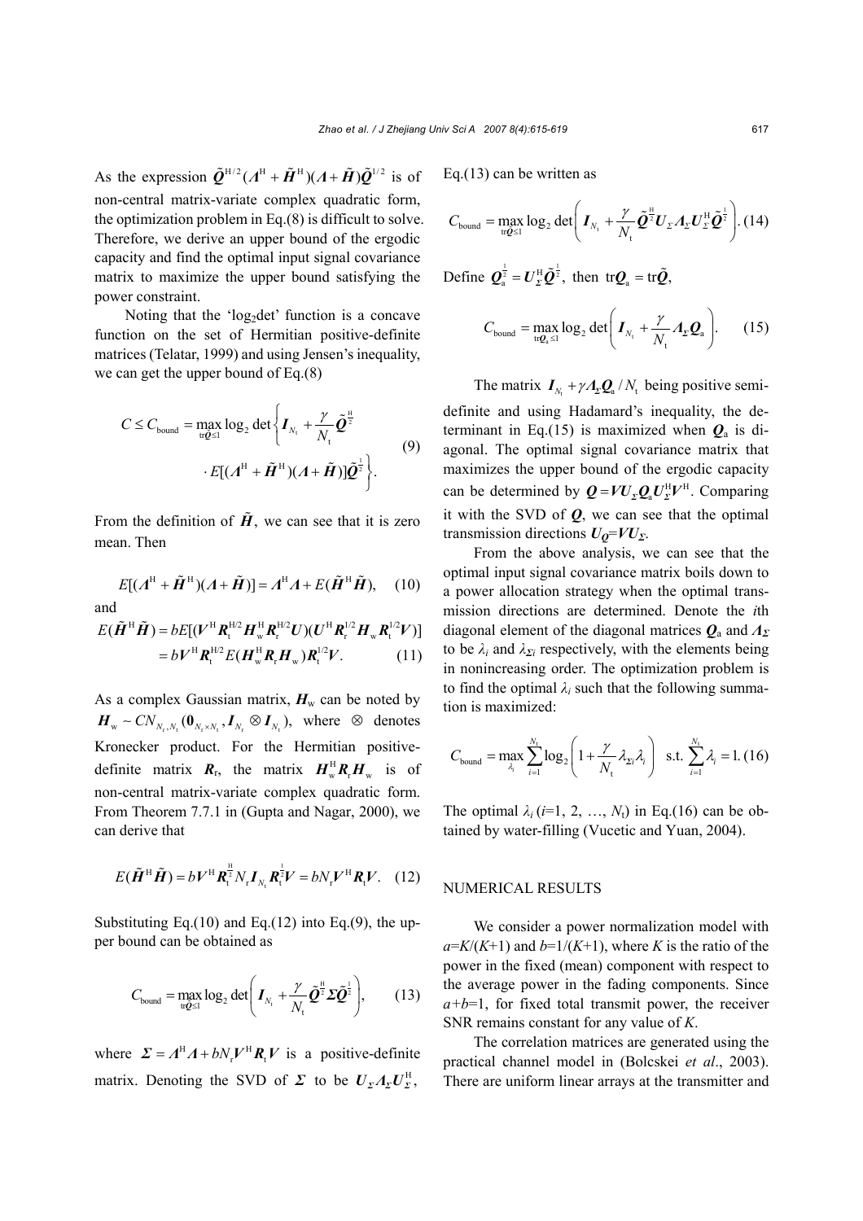As the expression $\tilde{\boldsymbol{Q}}^{\mathrm{H}/2}(\boldsymbol{\Lambda}^{\mathrm{H}}+\tilde{\boldsymbol{H}}^{\mathrm{H}})(\boldsymbol{\Lambda}+\tilde{\boldsymbol{H}})\tilde{\boldsymbol{Q}}^{1/2}$ is of non-central matrix-variate complex quadratic form, the optimization problem in Eq.(8) is difficult to solve. Therefore, we derive an upper bound of the ergodic capacity and find the optimal input signal covariance matrix to maximize the upper bound satisfying the power constraint.

Noting that the '$\log_2$det' function is a concave function on the set of Hermitian positive-definite matrices (Telatar, 1999) and using Jensen's inequality, we can get the upper bound of Eq.(8)

$$
\begin{aligned}
C \le C_{\mathrm{bound}} = \max_{\mathrm{tr}\boldsymbol{Q}\le 1} \log_2 \det \Big\{ & \boldsymbol{I}_{N_{\mathrm{t}}} + \frac{\gamma}{N_{\mathrm{t}}} \tilde{\boldsymbol{Q}}^{\frac{\mathrm{H}}{2}} \\
& \cdot E[(\boldsymbol{\Lambda}^{\mathrm{H}}+\tilde{\boldsymbol{H}}^{\mathrm{H}})(\boldsymbol{\Lambda}+\tilde{\boldsymbol{H}})]\tilde{\boldsymbol{Q}}^{\frac{1}{2}} \Big\}.
\end{aligned} \tag{9}
$$

From the definition of $\tilde{\boldsymbol{H}}$, we can see that it is zero mean. Then

$$
E[(\boldsymbol{\Lambda}^{\mathrm{H}}+\tilde{\boldsymbol{H}}^{\mathrm{H}})(\boldsymbol{\Lambda}+\tilde{\boldsymbol{H}})] = \boldsymbol{\Lambda}^{\mathrm{H}}\boldsymbol{\Lambda} + E(\tilde{\boldsymbol{H}}^{\mathrm{H}}\tilde{\boldsymbol{H}}), \tag{10}
$$

and

$$
\begin{aligned}
E(\tilde{\boldsymbol{H}}^{\mathrm{H}}\tilde{\boldsymbol{H}}) &= bE[(\boldsymbol{V}^{\mathrm{H}}\boldsymbol{R}_{\mathrm{t}}^{\mathrm{H}/2}\boldsymbol{H}_{\mathrm{w}}^{\mathrm{H}}\boldsymbol{R}_{\mathrm{r}}^{\mathrm{H}/2}\boldsymbol{U})(\boldsymbol{U}^{\mathrm{H}}\boldsymbol{R}_{\mathrm{r}}^{1/2}\boldsymbol{H}_{\mathrm{w}}\boldsymbol{R}_{\mathrm{t}}^{1/2}\boldsymbol{V})] \\
&= b\boldsymbol{V}^{\mathrm{H}}\boldsymbol{R}_{\mathrm{t}}^{\mathrm{H}/2}E(\boldsymbol{H}_{\mathrm{w}}^{\mathrm{H}}\boldsymbol{R}_{\mathrm{r}}\boldsymbol{H}_{\mathrm{w}})\boldsymbol{R}_{\mathrm{t}}^{1/2}\boldsymbol{V}.
\end{aligned} \tag{11}
$$

As a complex Gaussian matrix, $\boldsymbol{H}_{\mathrm{w}}$ can be noted by $\boldsymbol{H}_{\mathrm{w}} \sim CN_{N_{\mathrm{r}},N_{\mathrm{t}}}(\boldsymbol{0}_{N_{\mathrm{r}}\times N_{\mathrm{t}}}, \boldsymbol{I}_{N_{\mathrm{r}}} \otimes \boldsymbol{I}_{N_{\mathrm{t}}})$, where $\otimes$ denotes Kronecker product. For the Hermitian positive-definite matrix $\boldsymbol{R}_{\mathrm{r}}$, the matrix $\boldsymbol{H}_{\mathrm{w}}^{\mathrm{H}}\boldsymbol{R}_{\mathrm{r}}\boldsymbol{H}_{\mathrm{w}}$ is of non-central matrix-variate complex quadratic form. From Theorem 7.7.1 in (Gupta and Nagar, 2000), we can derive that

$$
E(\tilde{\boldsymbol{H}}^{\mathrm{H}}\tilde{\boldsymbol{H}}) = b\boldsymbol{V}^{\mathrm{H}}\boldsymbol{R}_{\mathrm{t}}^{\frac{\mathrm{H}}{2}}N_{\mathrm{r}}\boldsymbol{I}_{N_{\mathrm{t}}}\boldsymbol{R}_{\mathrm{t}}^{\frac{1}{2}}\boldsymbol{V} = bN_{\mathrm{r}}\boldsymbol{V}^{\mathrm{H}}\boldsymbol{R}_{\mathrm{t}}\boldsymbol{V}. \tag{12}
$$

Substituting Eq.(10) and Eq.(12) into Eq.(9), the upper bound can be obtained as

$$
C_{\mathrm{bound}} = \max_{\mathrm{tr}\boldsymbol{Q}\le 1} \log_2 \det\left( \boldsymbol{I}_{N_{\mathrm{t}}} + \frac{\gamma}{N_{\mathrm{t}}}\tilde{\boldsymbol{Q}}^{\frac{\mathrm{H}}{2}}\boldsymbol{\Sigma}\tilde{\boldsymbol{Q}}^{\frac{1}{2}} \right), \tag{13}
$$

where $\boldsymbol{\Sigma} = \boldsymbol{\Lambda}^{\mathrm{H}}\boldsymbol{\Lambda} + bN_{\mathrm{r}}\boldsymbol{V}^{\mathrm{H}}\boldsymbol{R}_{\mathrm{t}}\boldsymbol{V}$ is a positive-definite matrix. Denoting the SVD of $\boldsymbol{\Sigma}$ to be $\boldsymbol{U}_{\boldsymbol{\Sigma}}\boldsymbol{\Lambda}_{\boldsymbol{\Sigma}}\boldsymbol{U}_{\boldsymbol{\Sigma}}^{\mathrm{H}}$, Eq.(13) can be written as

$$
C_{\mathrm{bound}} = \max_{\mathrm{tr}\boldsymbol{Q}\le 1} \log_2 \det\left( \boldsymbol{I}_{N_{\mathrm{t}}} + \frac{\gamma}{N_{\mathrm{t}}}\tilde{\boldsymbol{Q}}^{\frac{\mathrm{H}}{2}}\boldsymbol{U}_{\boldsymbol{\Sigma}}\boldsymbol{\Lambda}_{\boldsymbol{\Sigma}}\boldsymbol{U}_{\boldsymbol{\Sigma}}^{\mathrm{H}}\tilde{\boldsymbol{Q}}^{\frac{1}{2}} \right). \tag{14}
$$

Define $\boldsymbol{Q}_{\mathrm{a}}^{\frac{1}{2}} = \boldsymbol{U}_{\boldsymbol{\Sigma}}^{\mathrm{H}}\tilde{\boldsymbol{Q}}^{\frac{1}{2}}$, then $\mathrm{tr}\boldsymbol{Q}_{\mathrm{a}} = \mathrm{tr}\tilde{\boldsymbol{Q}}$,

$$
C_{\mathrm{bound}} = \max_{\mathrm{tr}\boldsymbol{Q}_{\mathrm{a}}\le 1} \log_2 \det\left( \boldsymbol{I}_{N_{\mathrm{t}}} + \frac{\gamma}{N_{\mathrm{t}}}\boldsymbol{\Lambda}_{\boldsymbol{\Sigma}}\boldsymbol{Q}_{\mathrm{a}} \right). \tag{15}
$$

The matrix $\boldsymbol{I}_{N_{\mathrm{t}}} + \gamma\boldsymbol{\Lambda}_{\boldsymbol{\Sigma}}\boldsymbol{Q}_{\mathrm{a}}/N_{\mathrm{t}}$ being positive semi-definite and using Hadamard's inequality, the determinant in Eq.(15) is maximized when $\boldsymbol{Q}_{\mathrm{a}}$ is diagonal. The optimal signal covariance matrix that maximizes the upper bound of the ergodic capacity can be determined by $\boldsymbol{Q} = \boldsymbol{V}\boldsymbol{U}_{\boldsymbol{\Sigma}}\boldsymbol{Q}_{\mathrm{a}}\boldsymbol{U}_{\boldsymbol{\Sigma}}^{\mathrm{H}}\boldsymbol{V}^{\mathrm{H}}$. Comparing it with the SVD of $\boldsymbol{Q}$, we can see that the optimal transmission directions $\boldsymbol{U}_{\boldsymbol{Q}}=\boldsymbol{V}\boldsymbol{U}_{\boldsymbol{\Sigma}}$.

From the above analysis, we can see that the optimal input signal covariance matrix boils down to a power allocation strategy when the optimal transmission directions are determined. Denote the $i$th diagonal element of the diagonal matrices $\boldsymbol{Q}_{\mathrm{a}}$ and $\boldsymbol{\Lambda}_{\boldsymbol{\Sigma}}$ to be $\lambda_i$ and $\lambda_{\Sigma i}$ respectively, with the elements being in nonincreasing order. The optimization problem is to find the optimal $\lambda_i$ such that the following summation is maximized:

$$
C_{\mathrm{bound}} = \max_{\lambda_i} \sum_{i=1}^{N_{\mathrm{t}}} \log_2\left( 1 + \frac{\gamma}{N_{\mathrm{t}}}\lambda_{\Sigma i}\lambda_i \right) \quad \text{s.t.} \ \sum_{i=1}^{N_{\mathrm{t}}}\lambda_i = 1. \tag{16}
$$

The optimal $\lambda_i$ ($i$=1, 2, …, $N_{\mathrm{t}}$) in Eq.(16) can be obtained by water-filling (Vucetic and Yuan, 2004).

## NUMERICAL RESULTS

We consider a power normalization model with $a=K/(K+1)$ and $b=1/(K+1)$, where $K$ is the ratio of the power in the fixed (mean) component with respect to the average power in the fading components. Since $a+b=1$, for fixed total transmit power, the receiver SNR remains constant for any value of $K$.

The correlation matrices are generated using the practical channel model in (Bolcskei *et al*., 2003). There are uniform linear arrays at the transmitter and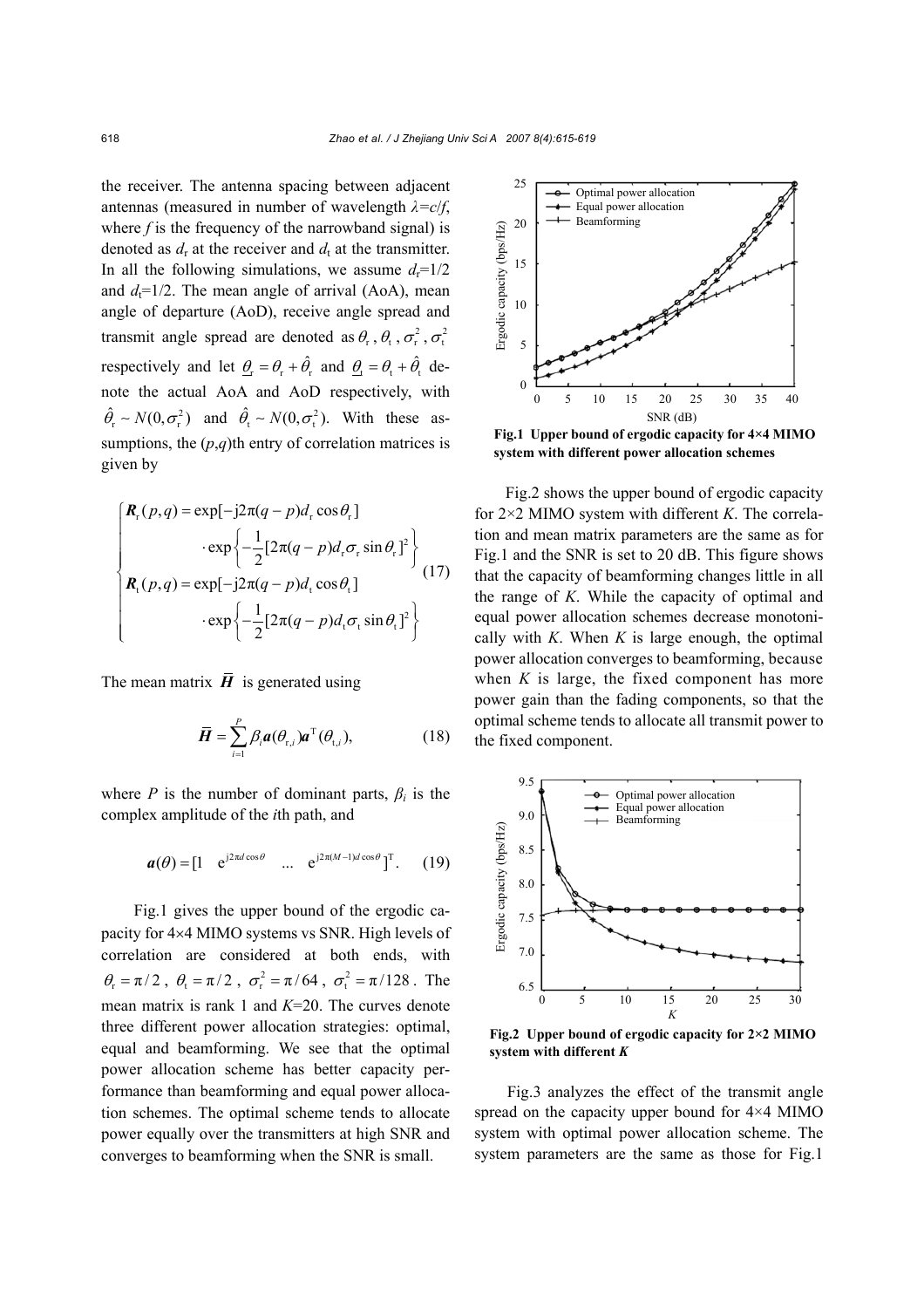the receiver. The antenna spacing between adjacent antennas (measured in number of wavelength $\lambda=c/f$, where $f$ is the frequency of the narrowband signal) is denoted as $d_\mathrm{r}$ at the receiver and $d_\mathrm{t}$ at the transmitter. In all the following simulations, we assume $d_\mathrm{r}$=1/2 and $d_\mathrm{t}$=1/2. The mean angle of arrival (AoA), mean angle of departure (AoD), receive angle spread and transmit angle spread are denoted as $\theta_\mathrm{r}$, $\theta_\mathrm{t}$, $\sigma_\mathrm{r}^2$, $\sigma_\mathrm{t}^2$ respectively and let $\underline{\theta}_\mathrm{r}=\theta_\mathrm{r}+\hat{\theta}_\mathrm{r}$ and $\underline{\theta}_\mathrm{t}=\theta_\mathrm{t}+\hat{\theta}_\mathrm{t}$ denote the actual AoA and AoD respectively, with $\hat{\theta}_\mathrm{r}\sim N(0,\sigma_\mathrm{r}^2)$ and $\hat{\theta}_\mathrm{t}\sim N(0,\sigma_\mathrm{t}^2)$. With these assumptions, the $(p,q)$th entry of correlation matrices is given by

$$
\begin{cases}
\boldsymbol{R}_\mathrm{r}(p,q)=\exp[-\mathrm{j}2\pi(q-p)d_\mathrm{r}\cos\theta_\mathrm{r}] \\
\qquad\qquad \cdot\exp\left\{-\dfrac{1}{2}[2\pi(q-p)d_\mathrm{r}\sigma_\mathrm{r}\sin\theta_\mathrm{r}]^2\right\} \\
\boldsymbol{R}_\mathrm{t}(p,q)=\exp[-\mathrm{j}2\pi(q-p)d_\mathrm{t}\cos\theta_\mathrm{t}] \\
\qquad\qquad \cdot\exp\left\{-\dfrac{1}{2}[2\pi(q-p)d_\mathrm{t}\sigma_\mathrm{t}\sin\theta_\mathrm{t}]^2\right\}
\end{cases} \tag{17}
$$

The mean matrix $\bar{\boldsymbol{H}}$ is generated using

$$
\bar{\boldsymbol{H}}=\sum_{i=1}^{P}\beta_i\boldsymbol{a}(\theta_{\mathrm{r},i})\boldsymbol{a}^\mathrm{T}(\theta_{\mathrm{t},i}), \tag{18}
$$

where $P$ is the number of dominant parts, $\beta_i$ is the complex amplitude of the $i$th path, and

$$
\boldsymbol{a}(\theta)=[1 \quad \mathrm{e}^{\mathrm{j}2\pi d\cos\theta} \quad \dots \quad \mathrm{e}^{\mathrm{j}2\pi(M-1)d\cos\theta}]^\mathrm{T}. \tag{19}
$$

Fig.1 gives the upper bound of the ergodic capacity for 4×4 MIMO systems vs SNR. High levels of correlation are considered at both ends, with $\theta_\mathrm{r}=\pi/2$, $\theta_\mathrm{t}=\pi/2$, $\sigma_\mathrm{r}^2=\pi/64$, $\sigma_\mathrm{t}^2=\pi/128$. The mean matrix is rank 1 and $K$=20. The curves denote three different power allocation strategies: optimal, equal and beamforming. We see that the optimal power allocation scheme has better capacity performance than beamforming and equal power allocation schemes. The optimal scheme tends to allocate power equally over the transmitters at high SNR and converges to beamforming when the SNR is small.

Optimal power allocation
Equal power allocation
Beamforming
Ergodic capacity (bps/Hz)
SNR (dB)
0 5 10 15 20 25 30 35 40
0 5 10 15 20 25

**Fig.1 Upper bound of ergodic capacity for 4×4 MIMO system with different power allocation schemes**

Fig.2 shows the upper bound of ergodic capacity for 2×2 MIMO system with different $K$. The correlation and mean matrix parameters are the same as for Fig.1 and the SNR is set to 20 dB. This figure shows that the capacity of beamforming changes little in all the range of $K$. While the capacity of optimal and equal power allocation schemes decrease monotonically with $K$. When $K$ is large enough, the optimal power allocation converges to beamforming, because when $K$ is large, the fixed component has more power gain than the fading components, so that the optimal scheme tends to allocate all transmit power to the fixed component.

Optimal power allocation
Equal power allocation
Beamforming
Ergodic capacity (bps/Hz)
$K$
0 5 10 15 20 25 30
6.5 7.0 7.5 8.0 8.5 9.0 9.5

**Fig.2 Upper bound of ergodic capacity for 2×2 MIMO system with different $K$**

Fig.3 analyzes the effect of the transmit angle spread on the capacity upper bound for 4×4 MIMO system with optimal power allocation scheme. The system parameters are the same as those for Fig.1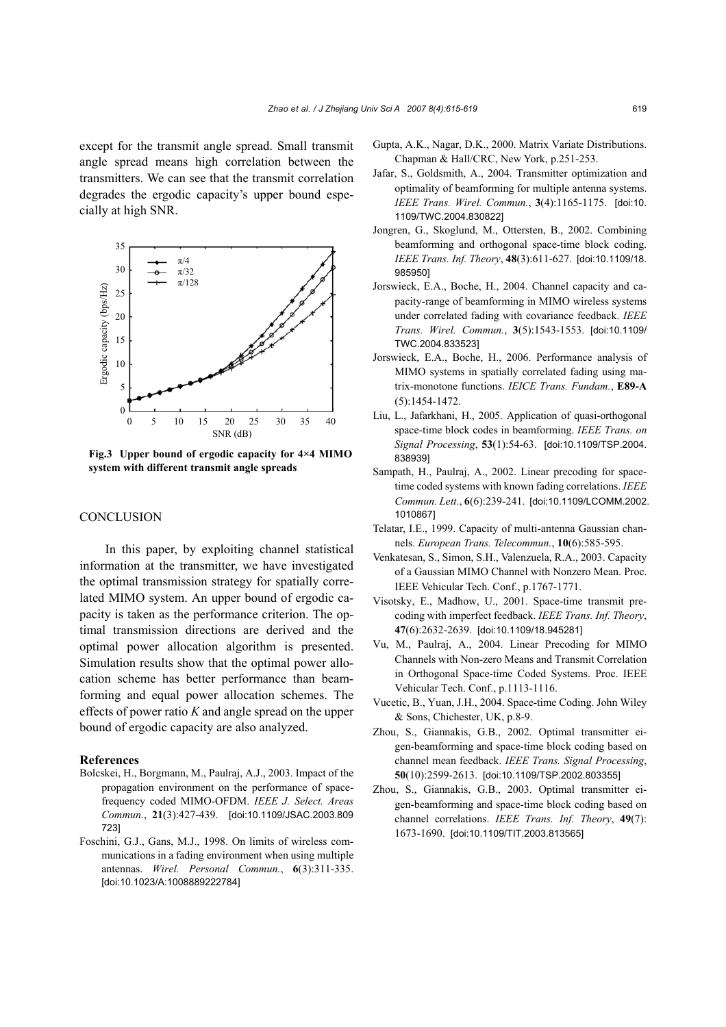except for the transmit angle spread. Small transmit angle spread means high correlation between the transmitters. We can see that the transmit correlation degrades the ergodic capacity's upper bound especially at high SNR.

35
30
25
20
15
10
5
0
Ergodic capacity (bps/Hz)
π/4
π/32
π/128
0 5 10 15 20 25 30 35 40
SNR (dB)

**Fig.3 Upper bound of ergodic capacity for 4×4 MIMO system with different transmit angle spreads**

## CONCLUSION

In this paper, by exploiting channel statistical information at the transmitter, we have investigated the optimal transmission strategy for spatially correlated MIMO system. An upper bound of ergodic capacity is taken as the performance criterion. The optimal transmission directions are derived and the optimal power allocation algorithm is presented. Simulation results show that the optimal power allocation scheme has better performance than beamforming and equal power allocation schemes. The effects of power ratio $K$ and angle spread on the upper bound of ergodic capacity are also analyzed.

## References

Bolcskei, H., Borgmann, M., Paulraj, A.J., 2003. Impact of the propagation environment on the performance of space-frequency coded MIMO-OFDM. *IEEE J. Select. Areas Commun.*, **21**(3):427-439. [doi:10.1109/JSAC.2003.809723]

Foschini, G.J., Gans, M.J., 1998. On limits of wireless communications in a fading environment when using multiple antennas. *Wirel. Personal Commun.*, **6**(3):311-335. [doi:10.1023/A:1008889222784]

Gupta, A.K., Nagar, D.K., 2000. Matrix Variate Distributions. Chapman & Hall/CRC, New York, p.251-253.

Jafar, S., Goldsmith, A., 2004. Transmitter optimization and optimality of beamforming for multiple antenna systems. *IEEE Trans. Wirel. Commun.*, **3**(4):1165-1175. [doi:10.1109/TWC.2004.830822]

Jongren, G., Skoglund, M., Ottersten, B., 2002. Combining beamforming and orthogonal space-time block coding. *IEEE Trans. Inf. Theory*, **48**(3):611-627. [doi:10.1109/18.985950]

Jorswieck, E.A., Boche, H., 2004. Channel capacity and capacity-range of beamforming in MIMO wireless systems under correlated fading with covariance feedback. *IEEE Trans. Wirel. Commun.*, **3**(5):1543-1553. [doi:10.1109/TWC.2004.833523]

Jorswieck, E.A., Boche, H., 2006. Performance analysis of MIMO systems in spatially correlated fading using matrix-monotone functions. *IEICE Trans. Fundam.*, **E89-A**(5):1454-1472.

Liu, L., Jafarkhani, H., 2005. Application of quasi-orthogonal space-time block codes in beamforming. *IEEE Trans. on Signal Processing*, **53**(1):54-63. [doi:10.1109/TSP.2004.838939]

Sampath, H., Paulraj, A., 2002. Linear precoding for space-time coded systems with known fading correlations. *IEEE Commun. Lett.*, **6**(6):239-241. [doi:10.1109/LCOMM.2002.1010867]

Telatar, I.E., 1999. Capacity of multi-antenna Gaussian channels. *European Trans. Telecommun.*, **10**(6):585-595.

Venkatesan, S., Simon, S.H., Valenzuela, R.A., 2003. Capacity of a Gaussian MIMO Channel with Nonzero Mean. Proc. IEEE Vehicular Tech. Conf., p.1767-1771.

Visotsky, E., Madhow, U., 2001. Space-time transmit precoding with imperfect feedback. *IEEE Trans. Inf. Theory*, **47**(6):2632-2639. [doi:10.1109/18.945281]

Vu, M., Paulraj, A., 2004. Linear Precoding for MIMO Channels with Non-zero Means and Transmit Correlation in Orthogonal Space-time Coded Systems. Proc. IEEE Vehicular Tech. Conf., p.1113-1116.

Vucetic, B., Yuan, J.H., 2004. Space-time Coding. John Wiley & Sons, Chichester, UK, p.8-9.

Zhou, S., Giannakis, G.B., 2002. Optimal transmitter eigen-beamforming and space-time block coding based on channel mean feedback. *IEEE Trans. Signal Processing*, **50**(10):2599-2613. [doi:10.1109/TSP.2002.803355]

Zhou, S., Giannakis, G.B., 2003. Optimal transmitter eigen-beamforming and space-time block coding based on channel correlations. *IEEE Trans. Inf. Theory*, **49**(7):1673-1690. [doi:10.1109/TIT.2003.813565]